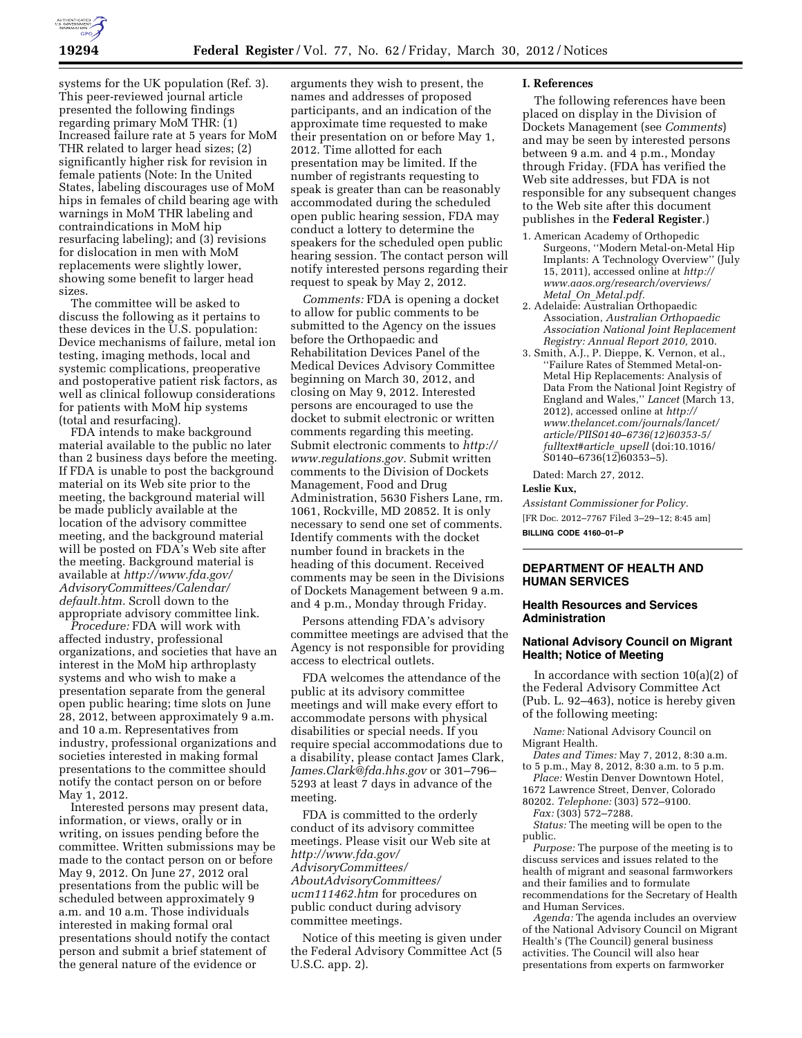systems for the UK population (Ref. 3). This peer-reviewed journal article presented the following findings regarding primary MoM THR: (1) Increased failure rate at 5 years for MoM THR related to larger head sizes; (2) significantly higher risk for revision in female patients (Note: In the United States, labeling discourages use of MoM hips in females of child bearing age with warnings in MoM THR labeling and contraindications in MoM hip resurfacing labeling); and (3) revisions for dislocation in men with MoM replacements were slightly lower, showing some benefit to larger head sizes.

The committee will be asked to discuss the following as it pertains to these devices in the U.S. population: Device mechanisms of failure, metal ion testing, imaging methods, local and systemic complications, preoperative and postoperative patient risk factors, as well as clinical followup considerations for patients with MoM hip systems (total and resurfacing).

FDA intends to make background material available to the public no later than 2 business days before the meeting. If FDA is unable to post the background material on its Web site prior to the meeting, the background material will be made publicly available at the location of the advisory committee meeting, and the background material will be posted on FDA's Web site after the meeting. Background material is available at *http://www.fda.gov/AdvisoryCommittees/Calendar/default.htm.* Scroll down to the appropriate advisory committee link.

*Procedure:* FDA will work with affected industry, professional organizations, and societies that have an interest in the MoM hip arthroplasty systems and who wish to make a presentation separate from the general open public hearing; time slots on June 28, 2012, between approximately 9 a.m. and 10 a.m. Representatives from industry, professional organizations and societies interested in making formal presentations to the committee should notify the contact person on or before May 1, 2012.

Interested persons may present data, information, or views, orally or in writing, on issues pending before the committee. Written submissions may be made to the contact person on or before May 9, 2012. On June 27, 2012 oral presentations from the public will be scheduled between approximately 9 a.m. and 10 a.m. Those individuals interested in making formal oral presentations should notify the contact person and submit a brief statement of the general nature of the evidence or arguments they wish to present, the names and addresses of proposed participants, and an indication of the approximate time requested to make their presentation on or before May 1, 2012. Time allotted for each presentation may be limited. If the number of registrants requesting to speak is greater than can be reasonably accommodated during the scheduled open public hearing session, FDA may conduct a lottery to determine the speakers for the scheduled open public hearing session. The contact person will notify interested persons regarding their request to speak by May 2, 2012.

*Comments:* FDA is opening a docket to allow for public comments to be submitted to the Agency on the issues before the Orthopaedic and Rehabilitation Devices Panel of the Medical Devices Advisory Committee beginning on March 30, 2012, and closing on May 9, 2012. Interested persons are encouraged to use the docket to submit electronic or written comments regarding this meeting. Submit electronic comments to *http://www.regulations.gov.* Submit written comments to the Division of Dockets Management, Food and Drug Administration, 5630 Fishers Lane, rm. 1061, Rockville, MD 20852. It is only necessary to send one set of comments. Identify comments with the docket number found in brackets in the heading of this document. Received comments may be seen in the Divisions of Dockets Management between 9 a.m. and 4 p.m., Monday through Friday.

Persons attending FDA's advisory committee meetings are advised that the Agency is not responsible for providing access to electrical outlets.

FDA welcomes the attendance of the public at its advisory committee meetings and will make every effort to accommodate persons with physical disabilities or special needs. If you require special accommodations due to a disability, please contact James Clark, *James.Clark@fda.hhs.gov* or 301–796–5293 at least 7 days in advance of the meeting.

FDA is committed to the orderly conduct of its advisory committee meetings. Please visit our Web site at *http://www.fda.gov/AdvisoryCommittees/AboutAdvisoryCommittees/ucm111462.htm* for procedures on public conduct during advisory committee meetings.

Notice of this meeting is given under the Federal Advisory Committee Act (5 U.S.C. app. 2).

## I. References

The following references have been placed on display in the Division of Dockets Management (see *Comments*) and may be seen by interested persons between 9 a.m. and 4 p.m., Monday through Friday. (FDA has verified the Web site addresses, but FDA is not responsible for any subsequent changes to the Web site after this document publishes in the **Federal Register**.)

1. American Academy of Orthopedic Surgeons, ''Modern Metal-on-Metal Hip Implants: A Technology Overview'' (July 15, 2011), accessed online at *http://www.aaos.org/research/overviews/Metal_On_Metal.pdf.*
2. Adelaide: Australian Orthopaedic Association, *Australian Orthopaedic Association National Joint Replacement Registry: Annual Report 2010,* 2010.
3. Smith, A.J., P. Dieppe, K. Vernon, et al., ''Failure Rates of Stemmed Metal-on-Metal Hip Replacements: Analysis of Data From the National Joint Registry of England and Wales,'' *Lancet* (March 13, 2012), accessed online at *http://www.thelancet.com/journals/lancet/article/PIIS0140–6736(12)60353-5/fulltext#article_upsell* (doi:10.1016/S0140–6736(12)60353–5).

Dated: March 27, 2012.

**Leslie Kux,**

*Assistant Commissioner for Policy.*

[FR Doc. 2012–7767 Filed 3–29–12; 8:45 am]

**BILLING CODE 4160–01–P**

## DEPARTMENT OF HEALTH AND HUMAN SERVICES

### Health Resources and Services Administration

### National Advisory Council on Migrant Health; Notice of Meeting

In accordance with section 10(a)(2) of the Federal Advisory Committee Act (Pub. L. 92–463), notice is hereby given of the following meeting:

*Name:* National Advisory Council on Migrant Health.

*Dates and Times:* May 7, 2012, 8:30 a.m. to 5 p.m., May 8, 2012, 8:30 a.m. to 5 p.m.

*Place:* Westin Denver Downtown Hotel, 1672 Lawrence Street, Denver, Colorado 80202. *Telephone:* (303) 572–9100.

*Fax:* (303) 572–7288.

*Status:* The meeting will be open to the public.

*Purpose:* The purpose of the meeting is to discuss services and issues related to the health of migrant and seasonal farmworkers and their families and to formulate recommendations for the Secretary of Health and Human Services.

*Agenda:* The agenda includes an overview of the National Advisory Council on Migrant Health's (The Council) general business activities. The Council will also hear presentations from experts on farmworker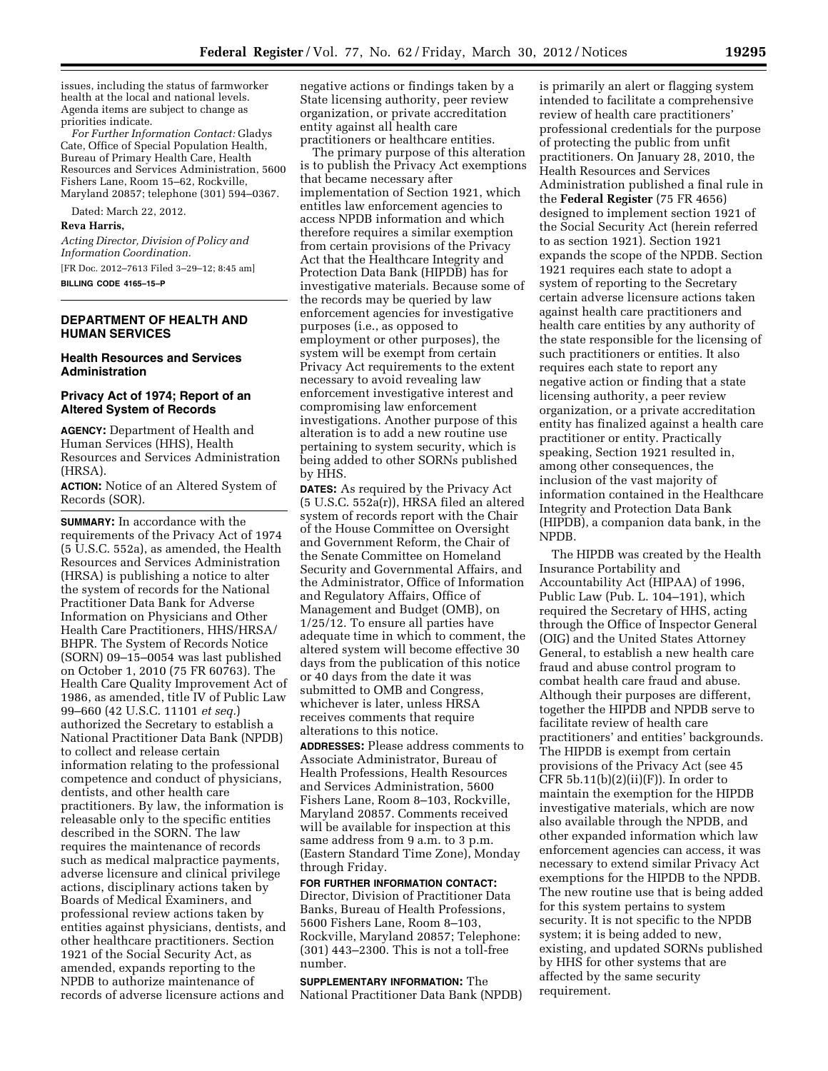issues, including the status of farmworker health at the local and national levels. Agenda items are subject to change as priorities indicate.

*For Further Information Contact:* Gladys Cate, Office of Special Population Health, Bureau of Primary Health Care, Health Resources and Services Administration, 5600 Fishers Lane, Room 15–62, Rockville, Maryland 20857; telephone (301) 594–0367.

Dated: March 22, 2012.

**Reva Harris,**

*Acting Director, Division of Policy and Information Coordination.*

[FR Doc. 2012–7613 Filed 3–29–12; 8:45 am]

**BILLING CODE 4165–15–P**

## DEPARTMENT OF HEALTH AND HUMAN SERVICES

### Health Resources and Services Administration

### Privacy Act of 1974; Report of an Altered System of Records

**AGENCY:** Department of Health and Human Services (HHS), Health Resources and Services Administration (HRSA).

**ACTION:** Notice of an Altered System of Records (SOR).

**SUMMARY:** In accordance with the requirements of the Privacy Act of 1974 (5 U.S.C. 552a), as amended, the Health Resources and Services Administration (HRSA) is publishing a notice to alter the system of records for the National Practitioner Data Bank for Adverse Information on Physicians and Other Health Care Practitioners, HHS/HRSA/BHPR. The System of Records Notice (SORN) 09–15–0054 was last published on October 1, 2010 (75 FR 60763). The Health Care Quality Improvement Act of 1986, as amended, title IV of Public Law 99–660 (42 U.S.C. 11101 *et seq.*) authorized the Secretary to establish a National Practitioner Data Bank (NPDB) to collect and release certain information relating to the professional competence and conduct of physicians, dentists, and other health care practitioners. By law, the information is releasable only to the specific entities described in the SORN. The law requires the maintenance of records such as medical malpractice payments, adverse licensure and clinical privilege actions, disciplinary actions taken by Boards of Medical Examiners, and professional review actions taken by entities against physicians, dentists, and other healthcare practitioners. Section 1921 of the Social Security Act, as amended, expands reporting to the NPDB to authorize maintenance of records of adverse licensure actions and negative actions or findings taken by a State licensing authority, peer review organization, or private accreditation entity against all health care practitioners or healthcare entities.

The primary purpose of this alteration is to publish the Privacy Act exemptions that became necessary after implementation of Section 1921, which entitles law enforcement agencies to access NPDB information and which therefore requires a similar exemption from certain provisions of the Privacy Act that the Healthcare Integrity and Protection Data Bank (HIPDB) has for investigative materials. Because some of the records may be queried by law enforcement agencies for investigative purposes (i.e., as opposed to employment or other purposes), the system will be exempt from certain Privacy Act requirements to the extent necessary to avoid revealing law enforcement investigative interest and compromising law enforcement investigations. Another purpose of this alteration is to add a new routine use pertaining to system security, which is being added to other SORNs published by HHS.

**DATES:** As required by the Privacy Act (5 U.S.C. 552a(r)), HRSA filed an altered system of records report with the Chair of the House Committee on Oversight and Government Reform, the Chair of the Senate Committee on Homeland Security and Governmental Affairs, and the Administrator, Office of Information and Regulatory Affairs, Office of Management and Budget (OMB), on 1/25/12. To ensure all parties have adequate time in which to comment, the altered system will become effective 30 days from the publication of this notice or 40 days from the date it was submitted to OMB and Congress, whichever is later, unless HRSA receives comments that require alterations to this notice.

**ADDRESSES:** Please address comments to Associate Administrator, Bureau of Health Professions, Health Resources and Services Administration, 5600 Fishers Lane, Room 8–103, Rockville, Maryland 20857. Comments received will be available for inspection at this same address from 9 a.m. to 3 p.m. (Eastern Standard Time Zone), Monday through Friday.

**FOR FURTHER INFORMATION CONTACT:** Director, Division of Practitioner Data Banks, Bureau of Health Professions, 5600 Fishers Lane, Room 8–103, Rockville, Maryland 20857; Telephone: (301) 443–2300. This is not a toll-free number.

**SUPPLEMENTARY INFORMATION:** The National Practitioner Data Bank (NPDB) is primarily an alert or flagging system intended to facilitate a comprehensive review of health care practitioners' professional credentials for the purpose of protecting the public from unfit practitioners. On January 28, 2010, the Health Resources and Services Administration published a final rule in the **Federal Register** (75 FR 4656) designed to implement section 1921 of the Social Security Act (herein referred to as section 1921). Section 1921 expands the scope of the NPDB. Section 1921 requires each state to adopt a system of reporting to the Secretary certain adverse licensure actions taken against health care practitioners and health care entities by any authority of the state responsible for the licensing of such practitioners or entities. It also requires each state to report any negative action or finding that a state licensing authority, a peer review organization, or a private accreditation entity has finalized against a health care practitioner or entity. Practically speaking, Section 1921 resulted in, among other consequences, the inclusion of the vast majority of information contained in the Healthcare Integrity and Protection Data Bank (HIPDB), a companion data bank, in the NPDB.

The HIPDB was created by the Health Insurance Portability and Accountability Act (HIPAA) of 1996, Public Law (Pub. L. 104–191), which required the Secretary of HHS, acting through the Office of Inspector General (OIG) and the United States Attorney General, to establish a new health care fraud and abuse control program to combat health care fraud and abuse. Although their purposes are different, together the HIPDB and NPDB serve to facilitate review of health care practitioners' and entities' backgrounds. The HIPDB is exempt from certain provisions of the Privacy Act (see 45 CFR 5b.11(b)(2)(ii)(F)). In order to maintain the exemption for the HIPDB investigative materials, which are now also available through the NPDB, and other expanded information which law enforcement agencies can access, it was necessary to extend similar Privacy Act exemptions for the HIPDB to the NPDB. The new routine use that is being added for this system pertains to system security. It is not specific to the NPDB system; it is being added to new, existing, and updated SORNs published by HHS for other systems that are affected by the same security requirement.